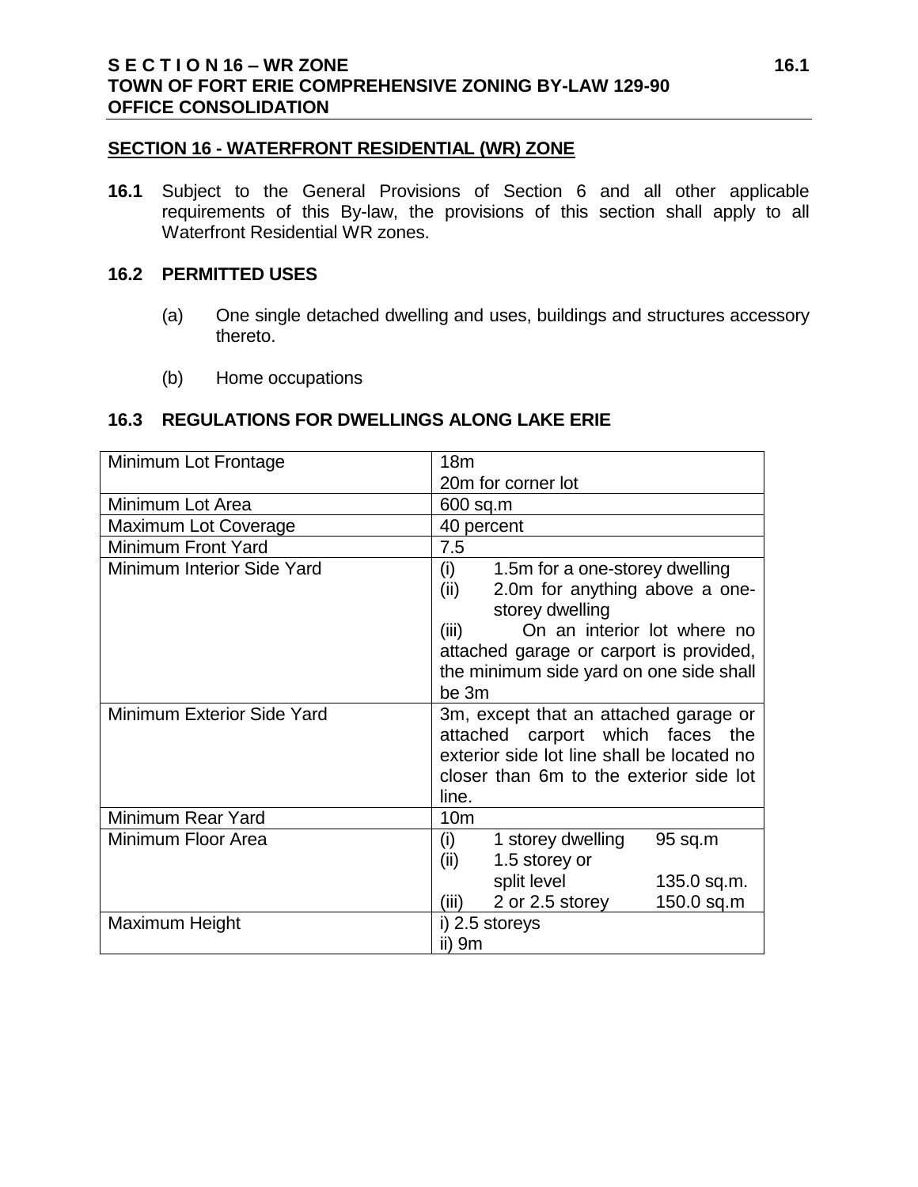## SECTION 16 - WATERFRONT RESIDENTIAL (WR) ZONE

**16.1** Subject to the General Provisions of Section 6 and all other applicable requirements of this By-law, the provisions of this section shall apply to all Waterfront Residential WR zones.

### 16.2 PERMITTED USES

(a) One single detached dwelling and uses, buildings and structures accessory thereto.

(b) Home occupations

### 16.3 REGULATIONS FOR DWELLINGS ALONG LAKE ERIE

| | |
|---|---|
| Minimum Lot Frontage | 18m<br>20m for corner lot |
| Minimum Lot Area | 600 sq.m |
| Maximum Lot Coverage | 40 percent |
| Minimum Front Yard | 7.5 |
| Minimum Interior Side Yard | (i) 1.5m for a one-storey dwelling<br>(ii) 2.0m for anything above a one-storey dwelling<br>(iii) On an interior lot where no attached garage or carport is provided, the minimum side yard on one side shall be 3m |
| Minimum Exterior Side Yard | 3m, except that an attached garage or attached carport which faces the exterior side lot line shall be located no closer than 6m to the exterior side lot line. |
| Minimum Rear Yard | 10m |
| Minimum Floor Area | (i) 1 storey dwelling 95 sq.m<br>(ii) 1.5 storey or split level 135.0 sq.m.<br>(iii) 2 or 2.5 storey 150.0 sq.m |
| Maximum Height | i) 2.5 storeys<br>ii) 9m |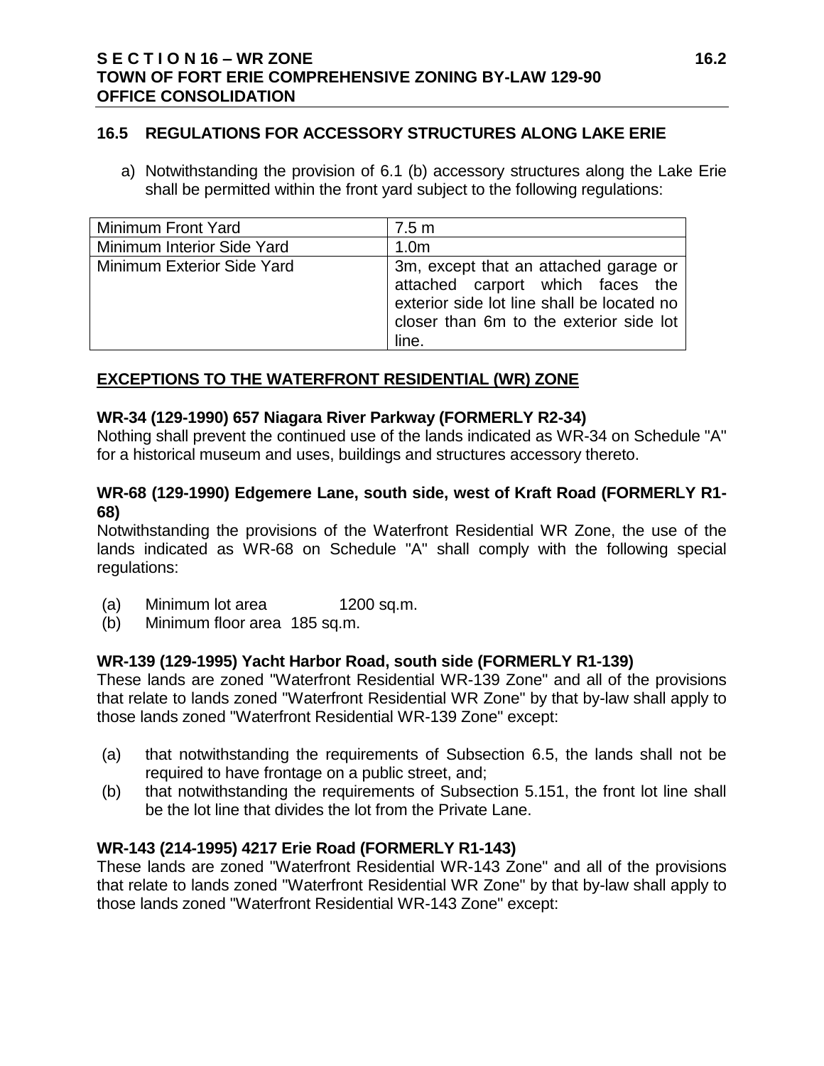### 16.5 REGULATIONS FOR ACCESSORY STRUCTURES ALONG LAKE ERIE

a) Notwithstanding the provision of 6.1 (b) accessory structures along the Lake Erie shall be permitted within the front yard subject to the following regulations:

| Minimum Front Yard | 7.5 m |
|---|---|
| Minimum Interior Side Yard | 1.0m |
| Minimum Exterior Side Yard | 3m, except that an attached garage or attached carport which faces the exterior side lot line shall be located no closer than 6m to the exterior side lot line. |

## EXCEPTIONS TO THE WATERFRONT RESIDENTIAL (WR) ZONE

**WR-34 (129-1990) 657 Niagara River Parkway (FORMERLY R2-34)**

Nothing shall prevent the continued use of the lands indicated as WR-34 on Schedule "A" for a historical museum and uses, buildings and structures accessory thereto.

**WR-68 (129-1990) Edgemere Lane, south side, west of Kraft Road (FORMERLY R1-68)**

Notwithstanding the provisions of the Waterfront Residential WR Zone, the use of the lands indicated as WR-68 on Schedule "A" shall comply with the following special regulations:

(a) Minimum lot area 1200 sq.m.
(b) Minimum floor area 185 sq.m.

**WR-139 (129-1995) Yacht Harbor Road, south side (FORMERLY R1-139)**

These lands are zoned "Waterfront Residential WR-139 Zone" and all of the provisions that relate to lands zoned "Waterfront Residential WR Zone" by that by-law shall apply to those lands zoned "Waterfront Residential WR-139 Zone" except:

(a) that notwithstanding the requirements of Subsection 6.5, the lands shall not be required to have frontage on a public street, and;
(b) that notwithstanding the requirements of Subsection 5.151, the front lot line shall be the lot line that divides the lot from the Private Lane.

**WR-143 (214-1995) 4217 Erie Road (FORMERLY R1-143)**

These lands are zoned "Waterfront Residential WR-143 Zone" and all of the provisions that relate to lands zoned "Waterfront Residential WR Zone" by that by-law shall apply to those lands zoned "Waterfront Residential WR-143 Zone" except: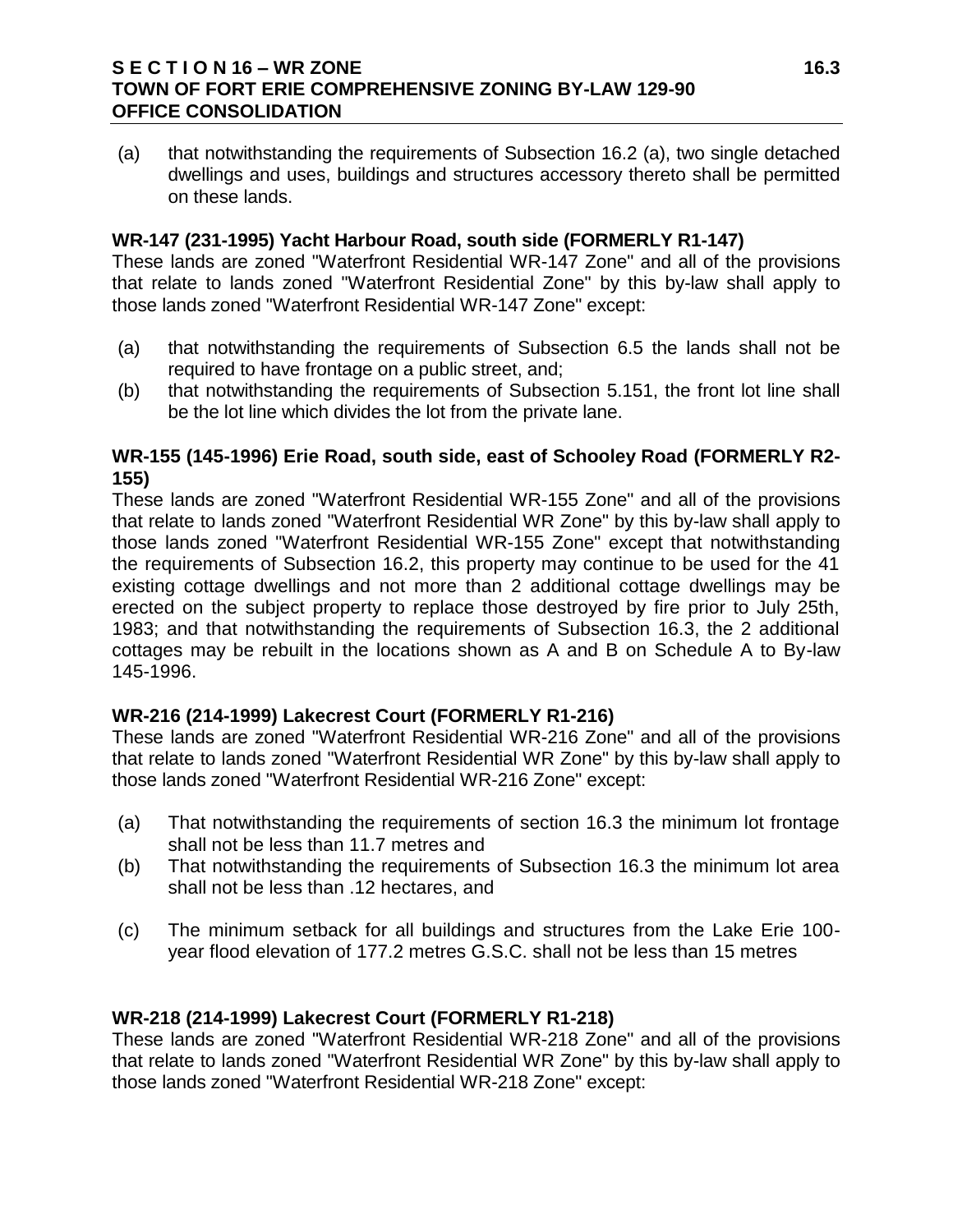(a) that notwithstanding the requirements of Subsection 16.2 (a), two single detached dwellings and uses, buildings and structures accessory thereto shall be permitted on these lands.

**WR-147 (231-1995) Yacht Harbour Road, south side (FORMERLY R1-147)**

These lands are zoned "Waterfront Residential WR-147 Zone" and all of the provisions that relate to lands zoned "Waterfront Residential Zone" by this by-law shall apply to those lands zoned "Waterfront Residential WR-147 Zone" except:

(a) that notwithstanding the requirements of Subsection 6.5 the lands shall not be required to have frontage on a public street, and;

(b) that notwithstanding the requirements of Subsection 5.151, the front lot line shall be the lot line which divides the lot from the private lane.

**WR-155 (145-1996) Erie Road, south side, east of Schooley Road (FORMERLY R2-155)**

These lands are zoned "Waterfront Residential WR-155 Zone" and all of the provisions that relate to lands zoned "Waterfront Residential WR Zone" by this by-law shall apply to those lands zoned "Waterfront Residential WR-155 Zone" except that notwithstanding the requirements of Subsection 16.2, this property may continue to be used for the 41 existing cottage dwellings and not more than 2 additional cottage dwellings may be erected on the subject property to replace those destroyed by fire prior to July 25th, 1983; and that notwithstanding the requirements of Subsection 16.3, the 2 additional cottages may be rebuilt in the locations shown as A and B on Schedule A to By-law 145-1996.

**WR-216 (214-1999) Lakecrest Court (FORMERLY R1-216)**

These lands are zoned "Waterfront Residential WR-216 Zone" and all of the provisions that relate to lands zoned "Waterfront Residential WR Zone" by this by-law shall apply to those lands zoned "Waterfront Residential WR-216 Zone" except:

(a) That notwithstanding the requirements of section 16.3 the minimum lot frontage shall not be less than 11.7 metres and

(b) That notwithstanding the requirements of Subsection 16.3 the minimum lot area shall not be less than .12 hectares, and

(c) The minimum setback for all buildings and structures from the Lake Erie 100-year flood elevation of 177.2 metres G.S.C. shall not be less than 15 metres

**WR-218 (214-1999) Lakecrest Court (FORMERLY R1-218)**

These lands are zoned "Waterfront Residential WR-218 Zone" and all of the provisions that relate to lands zoned "Waterfront Residential WR Zone" by this by-law shall apply to those lands zoned "Waterfront Residential WR-218 Zone" except: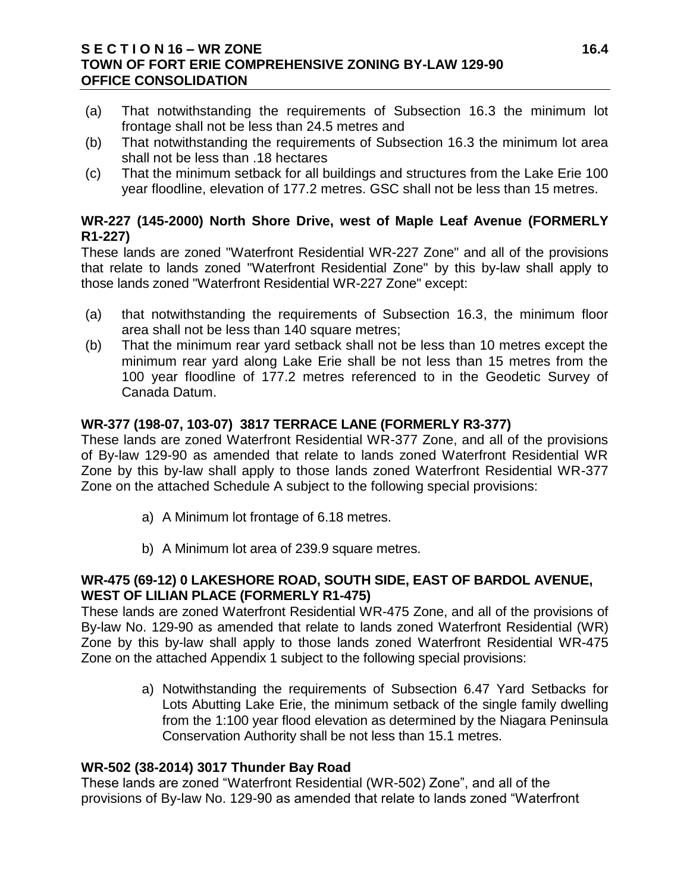(a) That notwithstanding the requirements of Subsection 16.3 the minimum lot frontage shall not be less than 24.5 metres and
(b) That notwithstanding the requirements of Subsection 16.3 the minimum lot area shall not be less than .18 hectares
(c) That the minimum setback for all buildings and structures from the Lake Erie 100 year floodline, elevation of 177.2 metres. GSC shall not be less than 15 metres.

**WR-227 (145-2000) North Shore Drive, west of Maple Leaf Avenue (FORMERLY R1-227)**

These lands are zoned "Waterfront Residential WR-227 Zone" and all of the provisions that relate to lands zoned "Waterfront Residential Zone" by this by-law shall apply to those lands zoned "Waterfront Residential WR-227 Zone" except:

(a) that notwithstanding the requirements of Subsection 16.3, the minimum floor area shall not be less than 140 square metres;
(b) That the minimum rear yard setback shall not be less than 10 metres except the minimum rear yard along Lake Erie shall be not less than 15 metres from the 100 year floodline of 177.2 metres referenced to in the Geodetic Survey of Canada Datum.

**WR-377 (198-07, 103-07) 3817 TERRACE LANE (FORMERLY R3-377)**

These lands are zoned Waterfront Residential WR-377 Zone, and all of the provisions of By-law 129-90 as amended that relate to lands zoned Waterfront Residential WR Zone by this by-law shall apply to those lands zoned Waterfront Residential WR-377 Zone on the attached Schedule A subject to the following special provisions:

a) A Minimum lot frontage of 6.18 metres.

b) A Minimum lot area of 239.9 square metres.

**WR-475 (69-12) 0 LAKESHORE ROAD, SOUTH SIDE, EAST OF BARDOL AVENUE, WEST OF LILIAN PLACE (FORMERLY R1-475)**

These lands are zoned Waterfront Residential WR-475 Zone, and all of the provisions of By-law No. 129-90 as amended that relate to lands zoned Waterfront Residential (WR) Zone by this by-law shall apply to those lands zoned Waterfront Residential WR-475 Zone on the attached Appendix 1 subject to the following special provisions:

a) Notwithstanding the requirements of Subsection 6.47 Yard Setbacks for Lots Abutting Lake Erie, the minimum setback of the single family dwelling from the 1:100 year flood elevation as determined by the Niagara Peninsula Conservation Authority shall be not less than 15.1 metres.

**WR-502 (38-2014) 3017 Thunder Bay Road**

These lands are zoned "Waterfront Residential (WR-502) Zone", and all of the provisions of By-law No. 129-90 as amended that relate to lands zoned "Waterfront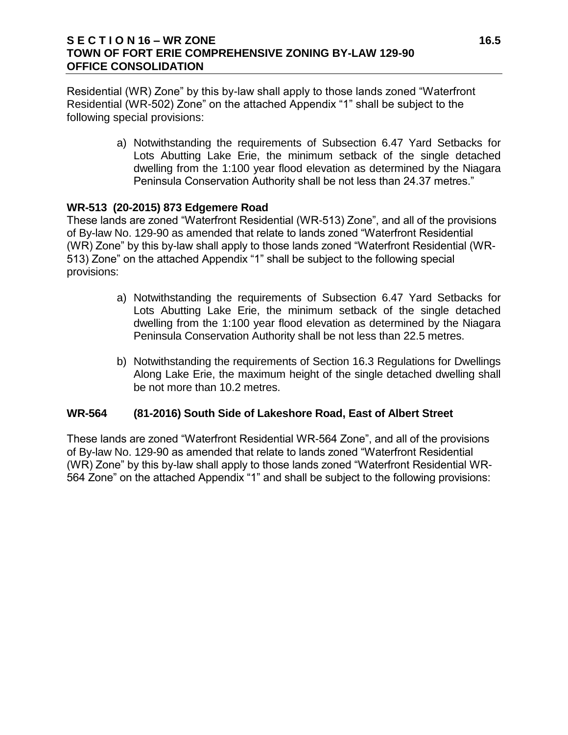Residential (WR) Zone" by this by-law shall apply to those lands zoned "Waterfront Residential (WR-502) Zone" on the attached Appendix "1" shall be subject to the following special provisions:

a) Notwithstanding the requirements of Subsection 6.47 Yard Setbacks for Lots Abutting Lake Erie, the minimum setback of the single detached dwelling from the 1:100 year flood elevation as determined by the Niagara Peninsula Conservation Authority shall be not less than 24.37 metres."

**WR-513 (20-2015) 873 Edgemere Road**

These lands are zoned "Waterfront Residential (WR-513) Zone", and all of the provisions of By-law No. 129-90 as amended that relate to lands zoned "Waterfront Residential (WR) Zone" by this by-law shall apply to those lands zoned "Waterfront Residential (WR-513) Zone" on the attached Appendix "1" shall be subject to the following special provisions:

a) Notwithstanding the requirements of Subsection 6.47 Yard Setbacks for Lots Abutting Lake Erie, the minimum setback of the single detached dwelling from the 1:100 year flood elevation as determined by the Niagara Peninsula Conservation Authority shall be not less than 22.5 metres.

b) Notwithstanding the requirements of Section 16.3 Regulations for Dwellings Along Lake Erie, the maximum height of the single detached dwelling shall be not more than 10.2 metres.

**WR-564 (81-2016) South Side of Lakeshore Road, East of Albert Street**

These lands are zoned "Waterfront Residential WR-564 Zone", and all of the provisions of By-law No. 129-90 as amended that relate to lands zoned "Waterfront Residential (WR) Zone" by this by-law shall apply to those lands zoned "Waterfront Residential WR-564 Zone" on the attached Appendix "1" and shall be subject to the following provisions: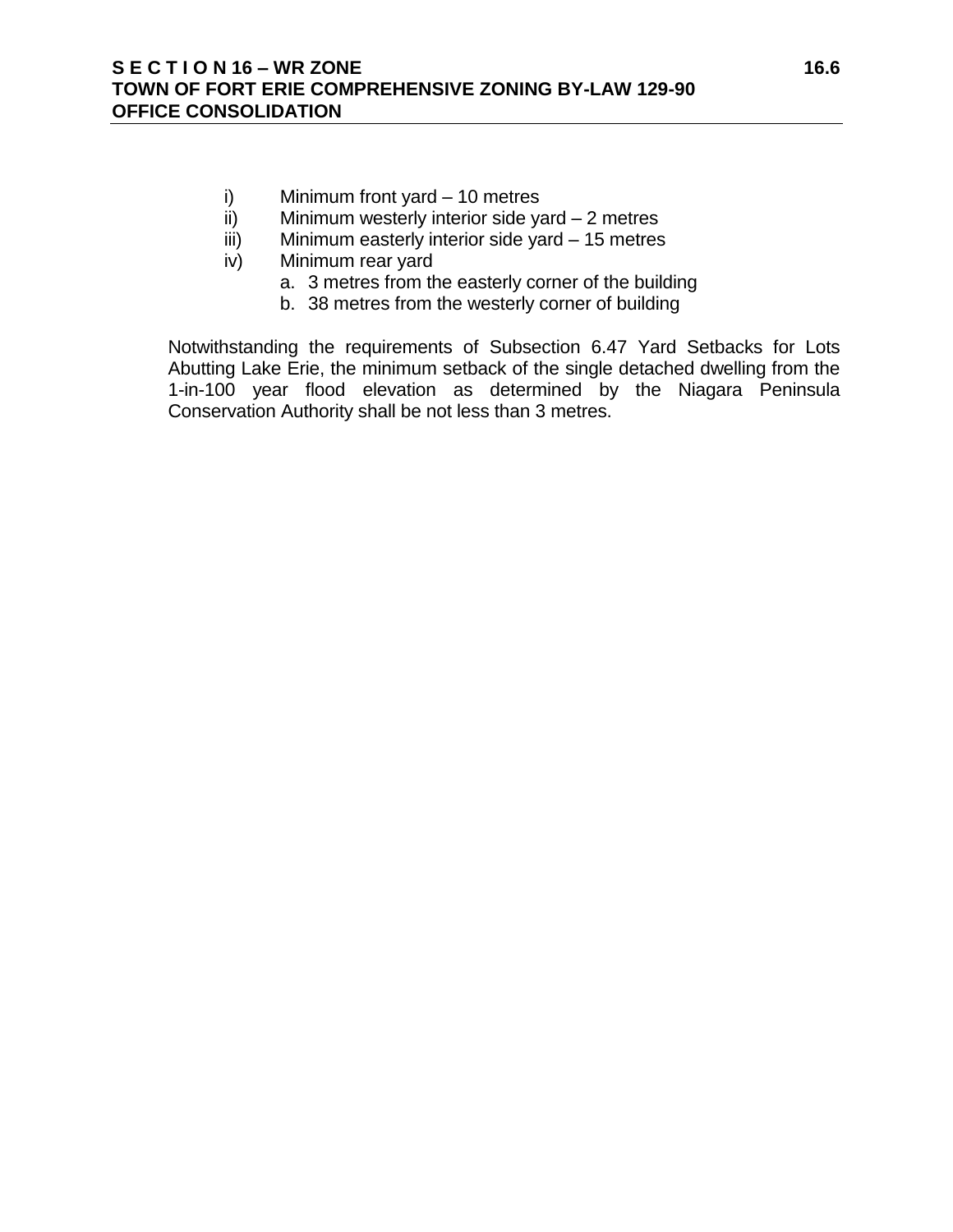i) Minimum front yard – 10 metres
ii) Minimum westerly interior side yard – 2 metres
iii) Minimum easterly interior side yard – 15 metres
iv) Minimum rear yard
   a. 3 metres from the easterly corner of the building
   b. 38 metres from the westerly corner of building

Notwithstanding the requirements of Subsection 6.47 Yard Setbacks for Lots Abutting Lake Erie, the minimum setback of the single detached dwelling from the 1-in-100 year flood elevation as determined by the Niagara Peninsula Conservation Authority shall be not less than 3 metres.